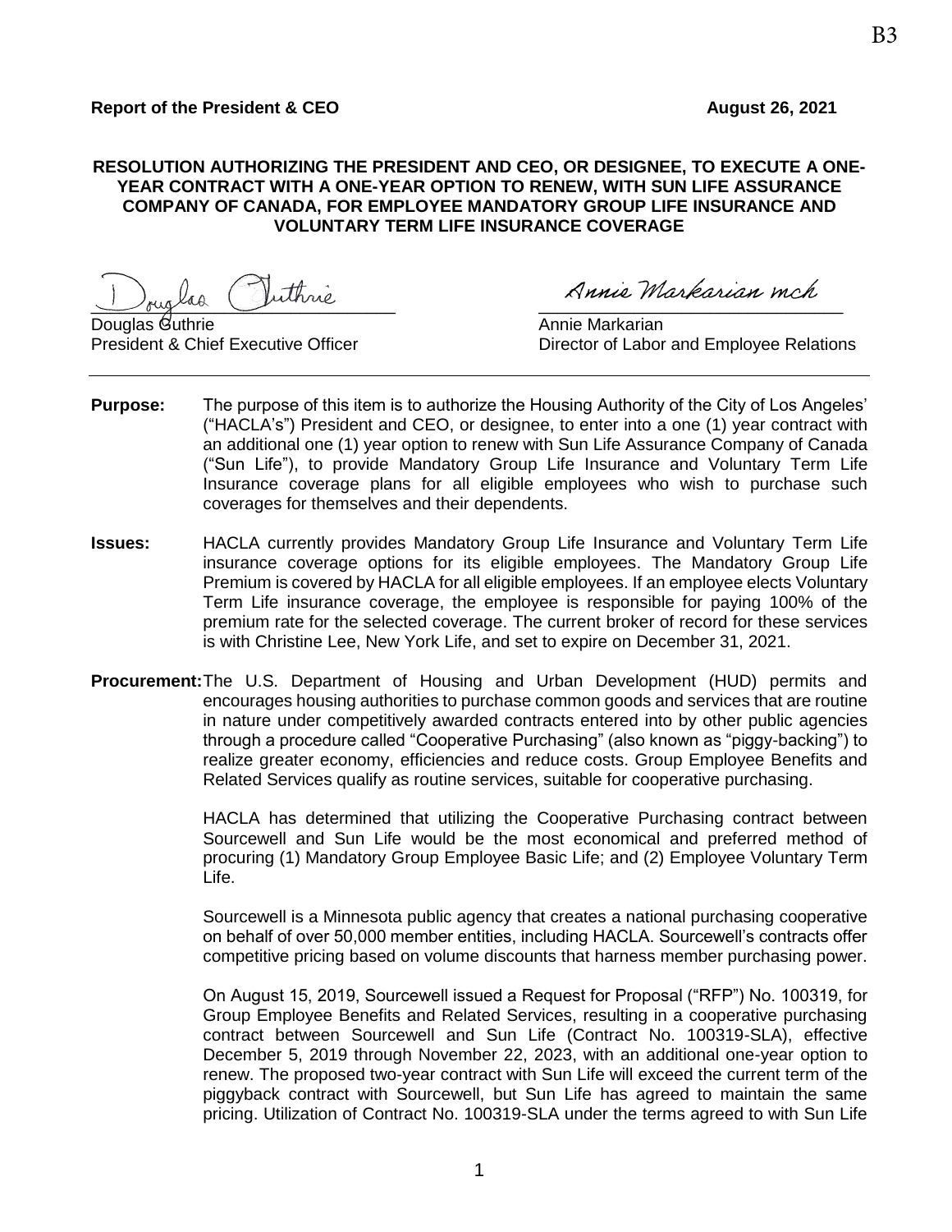B3

**Report of the President & CEO** **August 26, 2021**

**RESOLUTION AUTHORIZING THE PRESIDENT AND CEO, OR DESIGNEE, TO EXECUTE A ONE-YEAR CONTRACT WITH A ONE-YEAR OPTION TO RENEW, WITH SUN LIFE ASSURANCE COMPANY OF CANADA, FOR EMPLOYEE MANDATORY GROUP LIFE INSURANCE AND VOLUNTARY TERM LIFE INSURANCE COVERAGE**

Douglas Guthrie
President & Chief Executive Officer

Annie Markarian mch

Annie Markarian
Director of Labor and Employee Relations

---

**Purpose:** The purpose of this item is to authorize the Housing Authority of the City of Los Angeles' ("HACLA's") President and CEO, or designee, to enter into a one (1) year contract with an additional one (1) year option to renew with Sun Life Assurance Company of Canada ("Sun Life"), to provide Mandatory Group Life Insurance and Voluntary Term Life Insurance coverage plans for all eligible employees who wish to purchase such coverages for themselves and their dependents.

**Issues:** HACLA currently provides Mandatory Group Life Insurance and Voluntary Term Life insurance coverage options for its eligible employees. The Mandatory Group Life Premium is covered by HACLA for all eligible employees. If an employee elects Voluntary Term Life insurance coverage, the employee is responsible for paying 100% of the premium rate for the selected coverage. The current broker of record for these services is with Christine Lee, New York Life, and set to expire on December 31, 2021.

**Procurement:** The U.S. Department of Housing and Urban Development (HUD) permits and encourages housing authorities to purchase common goods and services that are routine in nature under competitively awarded contracts entered into by other public agencies through a procedure called "Cooperative Purchasing" (also known as "piggy-backing") to realize greater economy, efficiencies and reduce costs. Group Employee Benefits and Related Services qualify as routine services, suitable for cooperative purchasing.

HACLA has determined that utilizing the Cooperative Purchasing contract between Sourcewell and Sun Life would be the most economical and preferred method of procuring (1) Mandatory Group Employee Basic Life; and (2) Employee Voluntary Term Life.

Sourcewell is a Minnesota public agency that creates a national purchasing cooperative on behalf of over 50,000 member entities, including HACLA. Sourcewell's contracts offer competitive pricing based on volume discounts that harness member purchasing power.

On August 15, 2019, Sourcewell issued a Request for Proposal ("RFP") No. 100319, for Group Employee Benefits and Related Services, resulting in a cooperative purchasing contract between Sourcewell and Sun Life (Contract No. 100319-SLA), effective December 5, 2019 through November 22, 2023, with an additional one-year option to renew. The proposed two-year contract with Sun Life will exceed the current term of the piggyback contract with Sourcewell, but Sun Life has agreed to maintain the same pricing. Utilization of Contract No. 100319-SLA under the terms agreed to with Sun Life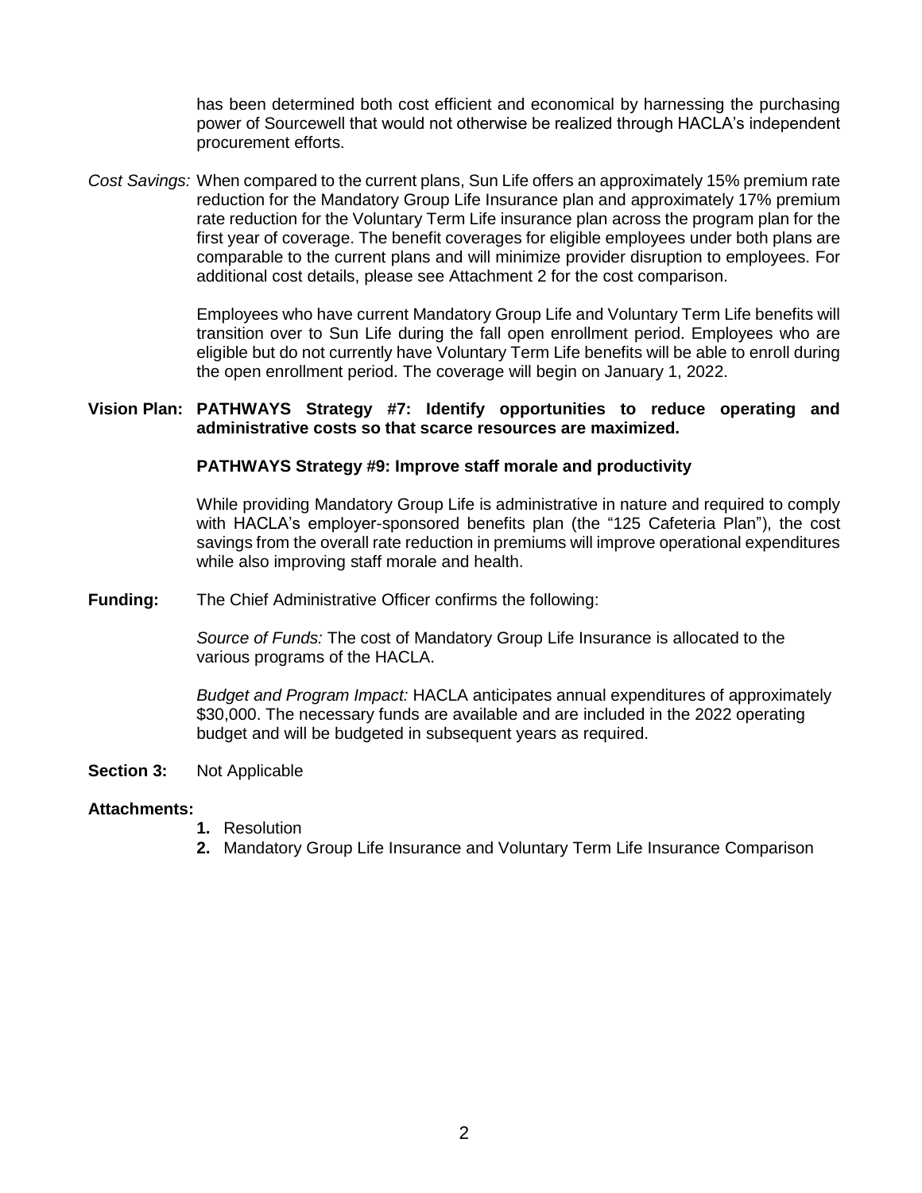has been determined both cost efficient and economical by harnessing the purchasing power of Sourcewell that would not otherwise be realized through HACLA's independent procurement efforts.

*Cost Savings:* When compared to the current plans, Sun Life offers an approximately 15% premium rate reduction for the Mandatory Group Life Insurance plan and approximately 17% premium rate reduction for the Voluntary Term Life insurance plan across the program plan for the first year of coverage. The benefit coverages for eligible employees under both plans are comparable to the current plans and will minimize provider disruption to employees. For additional cost details, please see Attachment 2 for the cost comparison.

Employees who have current Mandatory Group Life and Voluntary Term Life benefits will transition over to Sun Life during the fall open enrollment period. Employees who are eligible but do not currently have Voluntary Term Life benefits will be able to enroll during the open enrollment period. The coverage will begin on January 1, 2022.

**Vision Plan: PATHWAYS Strategy #7: Identify opportunities to reduce operating and administrative costs so that scarce resources are maximized.**

**PATHWAYS Strategy #9: Improve staff morale and productivity**

While providing Mandatory Group Life is administrative in nature and required to comply with HACLA's employer-sponsored benefits plan (the "125 Cafeteria Plan"), the cost savings from the overall rate reduction in premiums will improve operational expenditures while also improving staff morale and health.

**Funding:** The Chief Administrative Officer confirms the following:

*Source of Funds:* The cost of Mandatory Group Life Insurance is allocated to the various programs of the HACLA.

*Budget and Program Impact:* HACLA anticipates annual expenditures of approximately $30,000. The necessary funds are available and are included in the 2022 operating budget and will be budgeted in subsequent years as required.

**Section 3:** Not Applicable

**Attachments:**

1. Resolution
2. Mandatory Group Life Insurance and Voluntary Term Life Insurance Comparison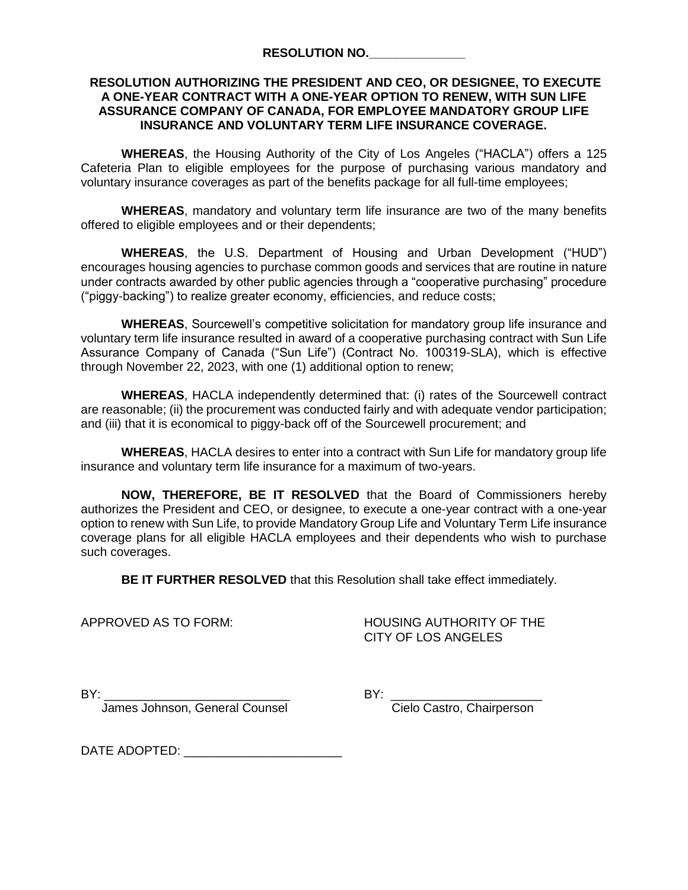**RESOLUTION NO.______________**

**RESOLUTION AUTHORIZING THE PRESIDENT AND CEO, OR DESIGNEE, TO EXECUTE A ONE-YEAR CONTRACT WITH A ONE-YEAR OPTION TO RENEW, WITH SUN LIFE ASSURANCE COMPANY OF CANADA, FOR EMPLOYEE MANDATORY GROUP LIFE INSURANCE AND VOLUNTARY TERM LIFE INSURANCE COVERAGE.**

**WHEREAS**, the Housing Authority of the City of Los Angeles ("HACLA") offers a 125 Cafeteria Plan to eligible employees for the purpose of purchasing various mandatory and voluntary insurance coverages as part of the benefits package for all full-time employees;

**WHEREAS**, mandatory and voluntary term life insurance are two of the many benefits offered to eligible employees and or their dependents;

**WHEREAS**, the U.S. Department of Housing and Urban Development ("HUD") encourages housing agencies to purchase common goods and services that are routine in nature under contracts awarded by other public agencies through a "cooperative purchasing" procedure ("piggy-backing") to realize greater economy, efficiencies, and reduce costs;

**WHEREAS**, Sourcewell's competitive solicitation for mandatory group life insurance and voluntary term life insurance resulted in award of a cooperative purchasing contract with Sun Life Assurance Company of Canada ("Sun Life") (Contract No. 100319-SLA), which is effective through November 22, 2023, with one (1) additional option to renew;

**WHEREAS**, HACLA independently determined that: (i) rates of the Sourcewell contract are reasonable; (ii) the procurement was conducted fairly and with adequate vendor participation; and (iii) that it is economical to piggy-back off of the Sourcewell procurement; and

**WHEREAS**, HACLA desires to enter into a contract with Sun Life for mandatory group life insurance and voluntary term life insurance for a maximum of two-years.

**NOW, THEREFORE, BE IT RESOLVED** that the Board of Commissioners hereby authorizes the President and CEO, or designee, to execute a one-year contract with a one-year option to renew with Sun Life, to provide Mandatory Group Life and Voluntary Term Life insurance coverage plans for all eligible HACLA employees and their dependents who wish to purchase such coverages.

**BE IT FURTHER RESOLVED** that this Resolution shall take effect immediately.

APPROVED AS TO FORM:

BY: ___________________________
James Johnson, General Counsel

HOUSING AUTHORITY OF THE CITY OF LOS ANGELES

BY: ______________________
Cielo Castro, Chairperson

DATE ADOPTED: _______________________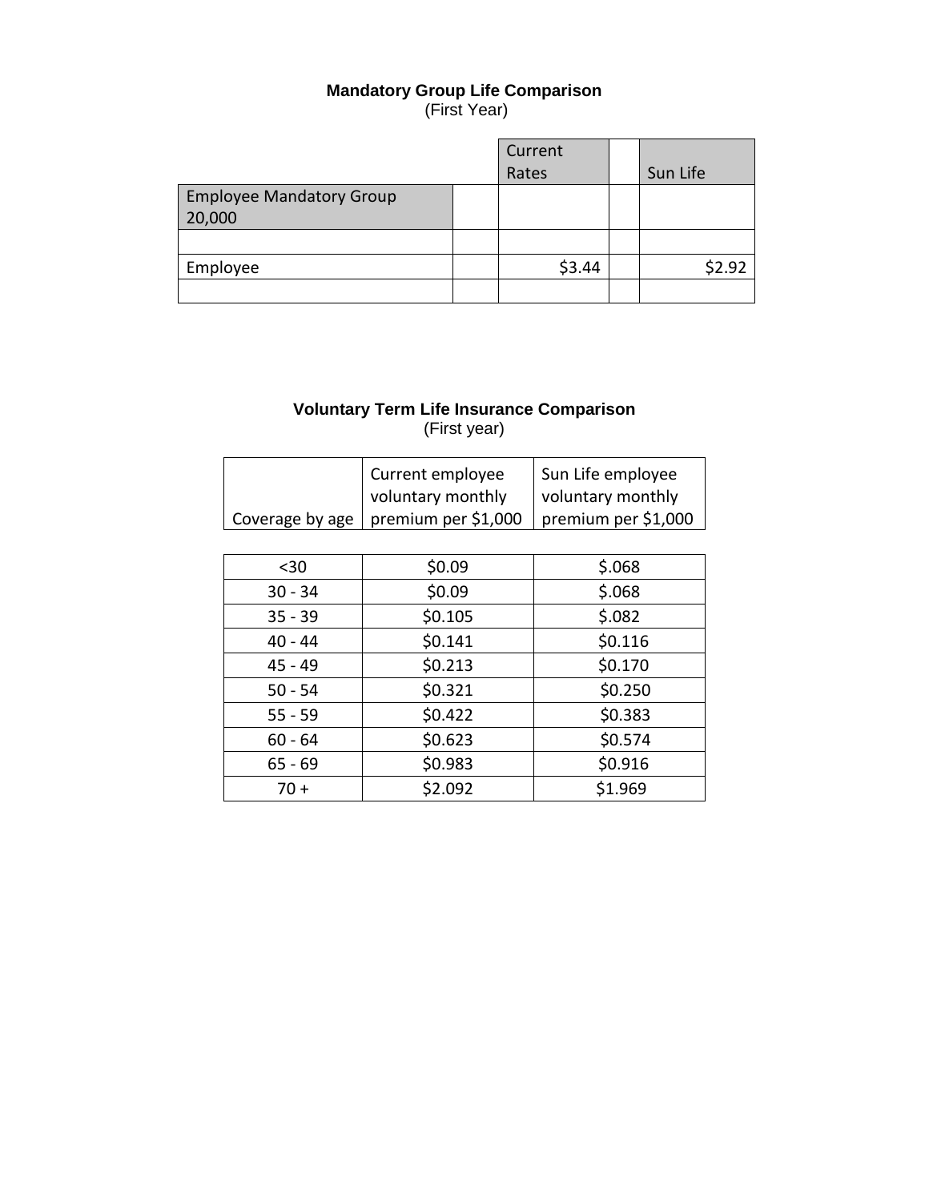**Mandatory Group Life Comparison**
(First Year)

| | | Current Rates | | Sun Life |
|---|---|---|---|---|
| Employee Mandatory Group 20,000 | | | | |
| | | | | |
| Employee | | $3.44 | | $2.92 |
| | | | | |

**Voluntary Term Life Insurance Comparison**
(First year)

| Coverage by age | Current employee voluntary monthly premium per $1,000 | Sun Life employee voluntary monthly premium per $1,000 |
|---|---|---|
| <30 | $0.09 | $.068 |
| 30 - 34 | $0.09 | $.068 |
| 35 - 39 | $0.105 | $.082 |
| 40 - 44 | $0.141 | $0.116 |
| 45 - 49 | $0.213 | $0.170 |
| 50 - 54 | $0.321 | $0.250 |
| 55 - 59 | $0.422 | $0.383 |
| 60 - 64 | $0.623 | $0.574 |
| 65 - 69 | $0.983 | $0.916 |
| 70 + | $2.092 | $1.969 |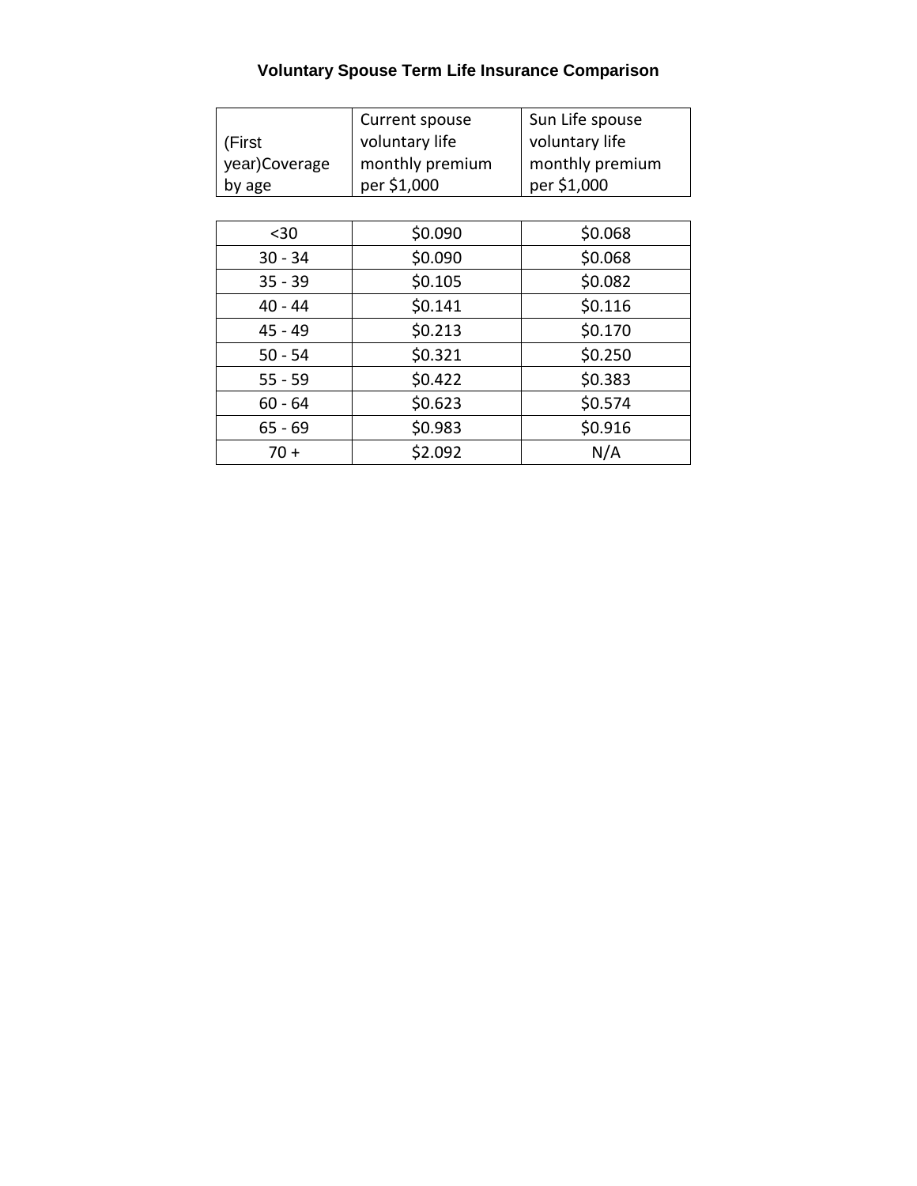**Voluntary Spouse Term Life Insurance Comparison**

| (First year)Coverage by age | Current spouse voluntary life monthly premium per $1,000 | Sun Life spouse voluntary life monthly premium per $1,000 |
|---|---|---|
| <30 | $0.090 | $0.068 |
| 30 - 34 | $0.090 | $0.068 |
| 35 - 39 | $0.105 | $0.082 |
| 40 - 44 | $0.141 | $0.116 |
| 45 - 49 | $0.213 | $0.170 |
| 50 - 54 | $0.321 | $0.250 |
| 55 - 59 | $0.422 | $0.383 |
| 60 - 64 | $0.623 | $0.574 |
| 65 - 69 | $0.983 | $0.916 |
| 70 + | $2.092 | N/A |